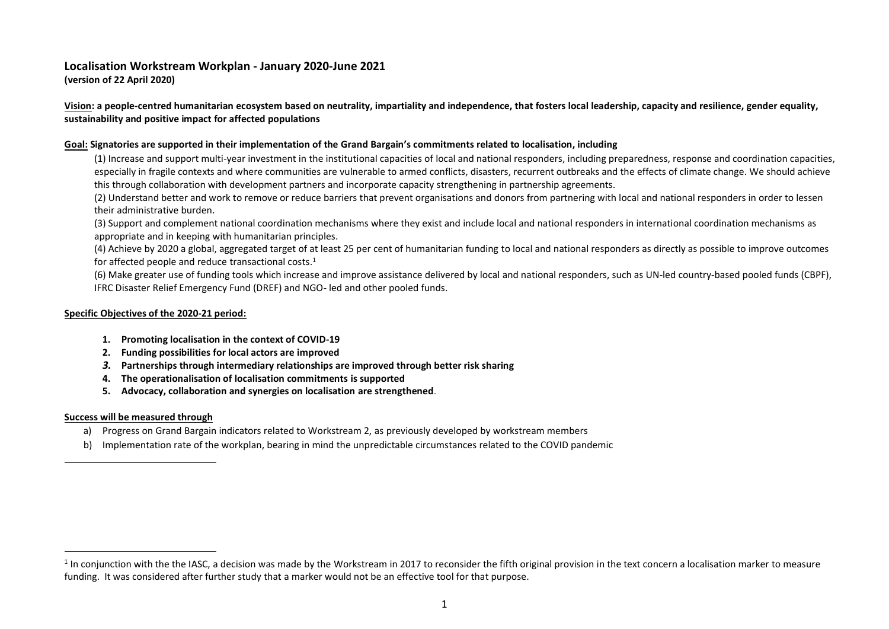# Localisation Workstream Workplan - January 2020-June 2021

**(version of 22 April 2020)**

**Vision: a people-centred humanitarian ecosystem based on neutrality, impartiality and independence, that fosters local leadership, capacity and resilience, gender equality, sustainability and positive impact for affected populations**

**Goal: Signatories are supported in their implementation of the Grand Bargain's commitments related to localisation, including**

(1) Increase and support multi-year investment in the institutional capacities of local and national responders, including preparedness, response and coordination capacities, especially in fragile contexts and where communities are vulnerable to armed conflicts, disasters, recurrent outbreaks and the effects of climate change. We should achieve this through collaboration with development partners and incorporate capacity strengthening in partnership agreements.

(2) Understand better and work to remove or reduce barriers that prevent organisations and donors from partnering with local and national responders in order to lessen their administrative burden.

(3) Support and complement national coordination mechanisms where they exist and include local and national responders in international coordination mechanisms as appropriate and in keeping with humanitarian principles.

(4) Achieve by 2020 a global, aggregated target of at least 25 per cent of humanitarian funding to local and national responders as directly as possible to improve outcomes for affected people and reduce transactional costs.[1]

(6) Make greater use of funding tools which increase and improve assistance delivered by local and national responders, such as UN-led country-based pooled funds (CBPF), IFRC Disaster Relief Emergency Fund (DREF) and NGO- led and other pooled funds.

**Specific Objectives of the 2020-21 period:**

1. **Promoting localisation in the context of COVID-19**
2. **Funding possibilities for local actors are improved**
3. **Partnerships through intermediary relationships are improved through better risk sharing**
4. **The operationalisation of localisation commitments is supported**
5. **Advocacy, collaboration and synergies on localisation are strengthened.**

**Success will be measured through**

a) Progress on Grand Bargain indicators related to Workstream 2, as previously developed by workstream members
b) Implementation rate of the workplan, bearing in mind the unpredictable circumstances related to the COVID pandemic

---

[1] In conjunction with the the IASC, a decision was made by the Workstream in 2017 to reconsider the fifth original provision in the text concern a localisation marker to measure funding. It was considered after further study that a marker would not be an effective tool for that purpose.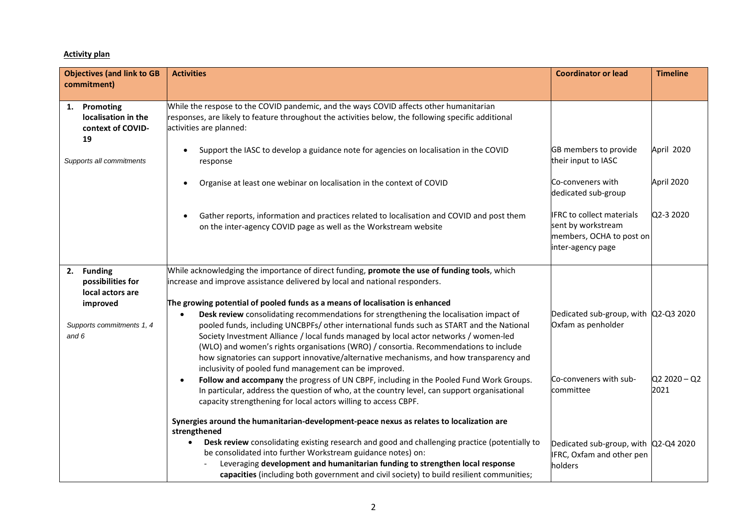**Activity plan**

| Objectives (and link to GB commitment) | Activities | Coordinator or lead | Timeline |
|---|---|---|---|
| **1. Promoting localisation in the context of COVID-19**<br><br>*Supports all commitments* | While the respose to the COVID pandemic, and the ways COVID affects other humanitarian responses, are likely to feature throughout the activities below, the following specific additional activities are planned: | | |
| | • Support the IASC to develop a guidance note for agencies on localisation in the COVID response | GB members to provide their input to IASC | April 2020 |
| | • Organise at least one webinar on localisation in the context of COVID | Co-conveners with dedicated sub-group | April 2020 |
| | • Gather reports, information and practices related to localisation and COVID and post them on the inter-agency COVID page as well as the Workstream website | IFRC to collect materials sent by workstream members, OCHA to post on inter-agency page | Q2-3 2020 |
| **2. Funding possibilities for local actors are improved**<br><br>*Supports commitments 1, 4 and 6* | While acknowledging the importance of direct funding, **promote the use of funding tools**, which increase and improve assistance delivered by local and national responders.<br><br>**The growing potential of pooled funds as a means of localisation is enhanced** | | |
| | • **Desk review** consolidating recommendations for strengthening the localisation impact of pooled funds, including UNCBPFs/ other international funds such as START and the National Society Investment Alliance / local funds managed by local actor networks / women-led (WLO) and women's rights organisations (WRO) / consortia. Recommendations to include how signatories can support innovative/alternative mechanisms, and how transparency and inclusivity of pooled fund management can be improved. | Dedicated sub-group, with Oxfam as penholder | Q2-Q3 2020 |
| | • **Follow and accompany** the progress of UN CBPF, including in the Pooled Fund Work Groups. In particular, address the question of who, at the country level, can support organisational capacity strengthening for local actors willing to access CBPF. | Co-conveners with sub-committee | Q2 2020 – Q2 2021 |
| | **Synergies around the humanitarian-development-peace nexus as relates to localization are strengthened**<br>• **Desk review** consolidating existing research and good and challenging practice (potentially to be consolidated into further Workstream guidance notes) on:<br>- Leveraging **development and humanitarian funding to strengthen local response capacities** (including both government and civil society) to build resilient communities; | Dedicated sub-group, with IFRC, Oxfam and other pen holders | Q2-Q4 2020 |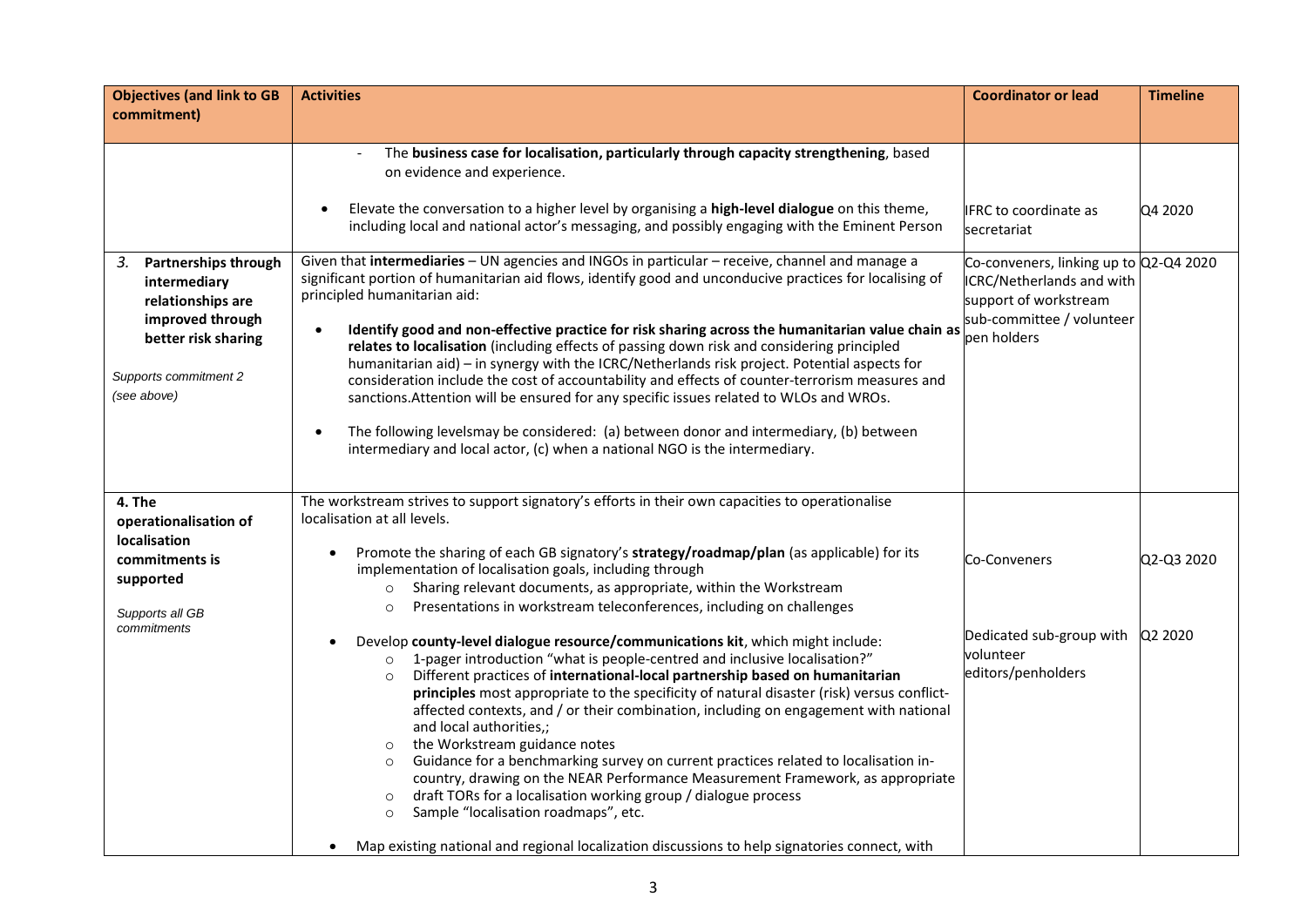| Objectives (and link to GB commitment) | Activities | Coordinator or lead | Timeline |
|---|---|---|---|
| | - The **business case for localisation, particularly through capacity strengthening**, based on evidence and experience.<br><br>• Elevate the conversation to a higher level by organising a **high-level dialogue** on this theme, including local and national actor's messaging, and possibly engaging with the Eminent Person | IFRC to coordinate as secretariat | Q4 2020 |
| 3. **Partnerships through intermediary relationships are improved through better risk sharing**<br><br>*Supports commitment 2 (see above)* | Given that **intermediaries** – UN agencies and INGOs in particular – receive, channel and manage a significant portion of humanitarian aid flows, identify good and unconducive practices for localising of principled humanitarian aid:<br><br>• **Identify good and non-effective practice for risk sharing across the humanitarian value chain as relates to localisation** (including effects of passing down risk and considering principled humanitarian aid) – in synergy with the ICRC/Netherlands risk project. Potential aspects for consideration include the cost of accountability and effects of counter-terrorism measures and sanctions.Attention will be ensured for any specific issues related to WLOs and WROs.<br><br>• The following levelsmay be considered: (a) between donor and intermediary, (b) between intermediary and local actor, (c) when a national NGO is the intermediary. | Co-conveners, linking up to ICRC/Netherlands and with support of workstream sub-committee / volunteer pen holders | Q2-Q4 2020 |
| **4. The operationalisation of localisation commitments is supported**<br><br>*Supports all GB commitments* | The workstream strives to support signatory's efforts in their own capacities to operationalise localisation at all levels.<br><br>• Promote the sharing of each GB signatory's **strategy/roadmap/plan** (as applicable) for its implementation of localisation goals, including through<br>&nbsp;&nbsp;○ Sharing relevant documents, as appropriate, within the Workstream<br>&nbsp;&nbsp;○ Presentations in workstream teleconferences, including on challenges | Co-Conveners | Q2-Q3 2020 |
| | • Develop **county-level dialogue resource/communications kit**, which might include:<br>&nbsp;&nbsp;○ 1-pager introduction "what is people-centred and inclusive localisation?"<br>&nbsp;&nbsp;○ Different practices of **international-local partnership based on humanitarian principles** most appropriate to the specificity of natural disaster (risk) versus conflict-affected contexts, and / or their combination, including on engagement with national and local authorities,;<br>&nbsp;&nbsp;○ the Workstream guidance notes<br>&nbsp;&nbsp;○ Guidance for a benchmarking survey on current practices related to localisation in-country, drawing on the NEAR Performance Measurement Framework, as appropriate<br>&nbsp;&nbsp;○ draft TORs for a localisation working group / dialogue process<br>&nbsp;&nbsp;○ Sample "localisation roadmaps", etc.<br><br>• Map existing national and regional localization discussions to help signatories connect, with | Dedicated sub-group with volunteer editors/penholders | Q2 2020 |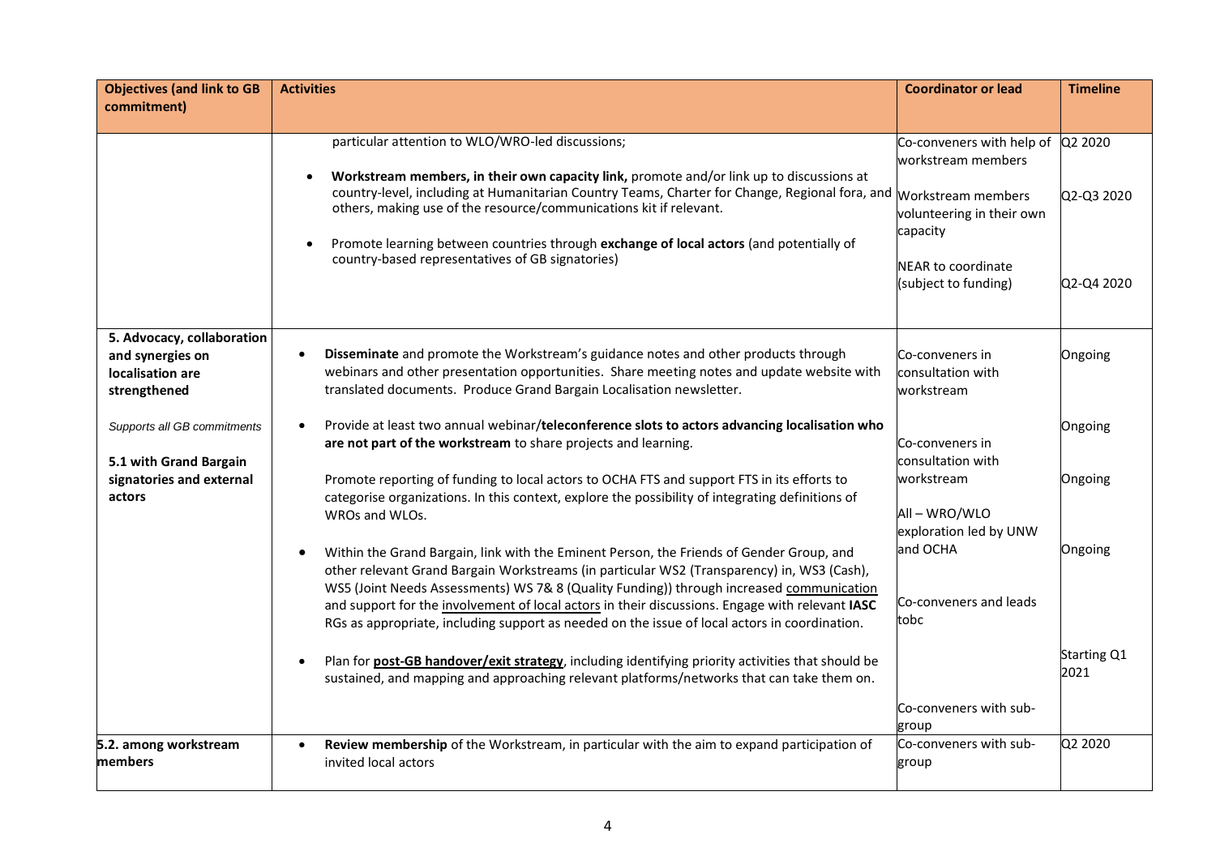| Objectives (and link to GB commitment) | Activities | Coordinator or lead | Timeline |
|---|---|---|---|
| | particular attention to WLO/WRO-led discussions; | Co-conveners with help of workstream members | Q2 2020 |
| | • **Workstream members, in their own capacity link,** promote and/or link up to discussions at country-level, including at Humanitarian Country Teams, Charter for Change, Regional fora, and others, making use of the resource/communications kit if relevant. | Workstream members volunteering in their own capacity | Q2-Q3 2020 |
| | • Promote learning between countries through **exchange of local actors** (and potentially of country-based representatives of GB signatories) | NEAR to coordinate (subject to funding) | Q2-Q4 2020 |
| **5. Advocacy, collaboration and synergies on localisation are strengthened**<br><br>*Supports all GB commitments*<br><br>**5.1 with Grand Bargain signatories and external actors** | • **Disseminate** and promote the Workstream's guidance notes and other products through webinars and other presentation opportunities. Share meeting notes and update website with translated documents. Produce Grand Bargain Localisation newsletter. | Co-conveners in consultation with workstream | Ongoing |
| | • Provide at least two annual webinar/**teleconference slots to actors advancing localisation who are not part of the workstream** to share projects and learning. | Co-conveners in consultation with workstream | Ongoing |
| | Promote reporting of funding to local actors to OCHA FTS and support FTS in its efforts to categorise organizations. In this context, explore the possibility of integrating definitions of WROs and WLOs. | All – WRO/WLO exploration led by UNW and OCHA | Ongoing |
| | • Within the Grand Bargain, link with the Eminent Person, the Friends of Gender Group, and other relevant Grand Bargain Workstreams (in particular WS2 (Transparency) in, WS3 (Cash), WS5 (Joint Needs Assessments) WS 7& 8 (Quality Funding)) through increased communication and support for the involvement of local actors in their discussions. Engage with relevant **IASC** RGs as appropriate, including support as needed on the issue of local actors in coordination. | Co-conveners and leads tobc | Ongoing |
| | • Plan for **post-GB handover/exit strategy**, including identifying priority activities that should be sustained, and mapping and approaching relevant platforms/networks that can take them on. | Co-conveners with sub-group | Starting Q1 2021 |
| **5.2. among workstream members** | • **Review membership** of the Workstream, in particular with the aim to expand participation of invited local actors | Co-conveners with sub-group | Q2 2020 |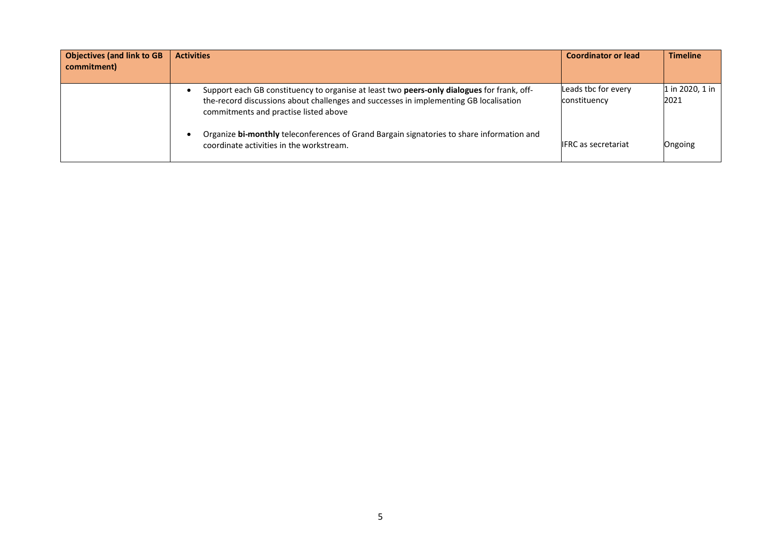| Objectives (and link to GB commitment) | Activities | Coordinator or lead | Timeline |
| --- | --- | --- | --- |
| | • Support each GB constituency to organise at least two **peers-only dialogues** for frank, off-the-record discussions about challenges and successes in implementing GB localisation commitments and practise listed above | Leads tbc for every constituency | 1 in 2020, 1 in 2021 |
| | • Organize **bi-monthly** teleconferences of Grand Bargain signatories to share information and coordinate activities in the workstream. | IFRC as secretariat | Ongoing |